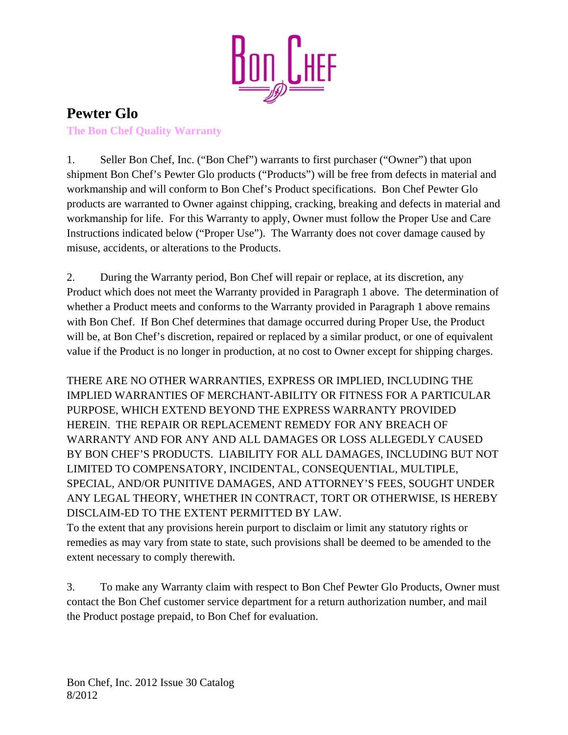Bon Chef

# Pewter Glo

**The Bon Chef Quality Warranty**

1. Seller Bon Chef, Inc. ("Bon Chef") warrants to first purchaser ("Owner") that upon shipment Bon Chef's Pewter Glo products ("Products") will be free from defects in material and workmanship and will conform to Bon Chef's Product specifications. Bon Chef Pewter Glo products are warranted to Owner against chipping, cracking, breaking and defects in material and workmanship for life. For this Warranty to apply, Owner must follow the Proper Use and Care Instructions indicated below ("Proper Use"). The Warranty does not cover damage caused by misuse, accidents, or alterations to the Products.

2. During the Warranty period, Bon Chef will repair or replace, at its discretion, any Product which does not meet the Warranty provided in Paragraph 1 above. The determination of whether a Product meets and conforms to the Warranty provided in Paragraph 1 above remains with Bon Chef. If Bon Chef determines that damage occurred during Proper Use, the Product will be, at Bon Chef's discretion, repaired or replaced by a similar product, or one of equivalent value if the Product is no longer in production, at no cost to Owner except for shipping charges.

THERE ARE NO OTHER WARRANTIES, EXPRESS OR IMPLIED, INCLUDING THE IMPLIED WARRANTIES OF MERCHANT-ABILITY OR FITNESS FOR A PARTICULAR PURPOSE, WHICH EXTEND BEYOND THE EXPRESS WARRANTY PROVIDED HEREIN. THE REPAIR OR REPLACEMENT REMEDY FOR ANY BREACH OF WARRANTY AND FOR ANY AND ALL DAMAGES OR LOSS ALLEGEDLY CAUSED BY BON CHEF'S PRODUCTS. LIABILITY FOR ALL DAMAGES, INCLUDING BUT NOT LIMITED TO COMPENSATORY, INCIDENTAL, CONSEQUENTIAL, MULTIPLE, SPECIAL, AND/OR PUNITIVE DAMAGES, AND ATTORNEY'S FEES, SOUGHT UNDER ANY LEGAL THEORY, WHETHER IN CONTRACT, TORT OR OTHERWISE, IS HEREBY DISCLAIM-ED TO THE EXTENT PERMITTED BY LAW.

To the extent that any provisions herein purport to disclaim or limit any statutory rights or remedies as may vary from state to state, such provisions shall be deemed to be amended to the extent necessary to comply therewith.

3. To make any Warranty claim with respect to Bon Chef Pewter Glo Products, Owner must contact the Bon Chef customer service department for a return authorization number, and mail the Product postage prepaid, to Bon Chef for evaluation.

Bon Chef, Inc. 2012 Issue 30 Catalog
8/2012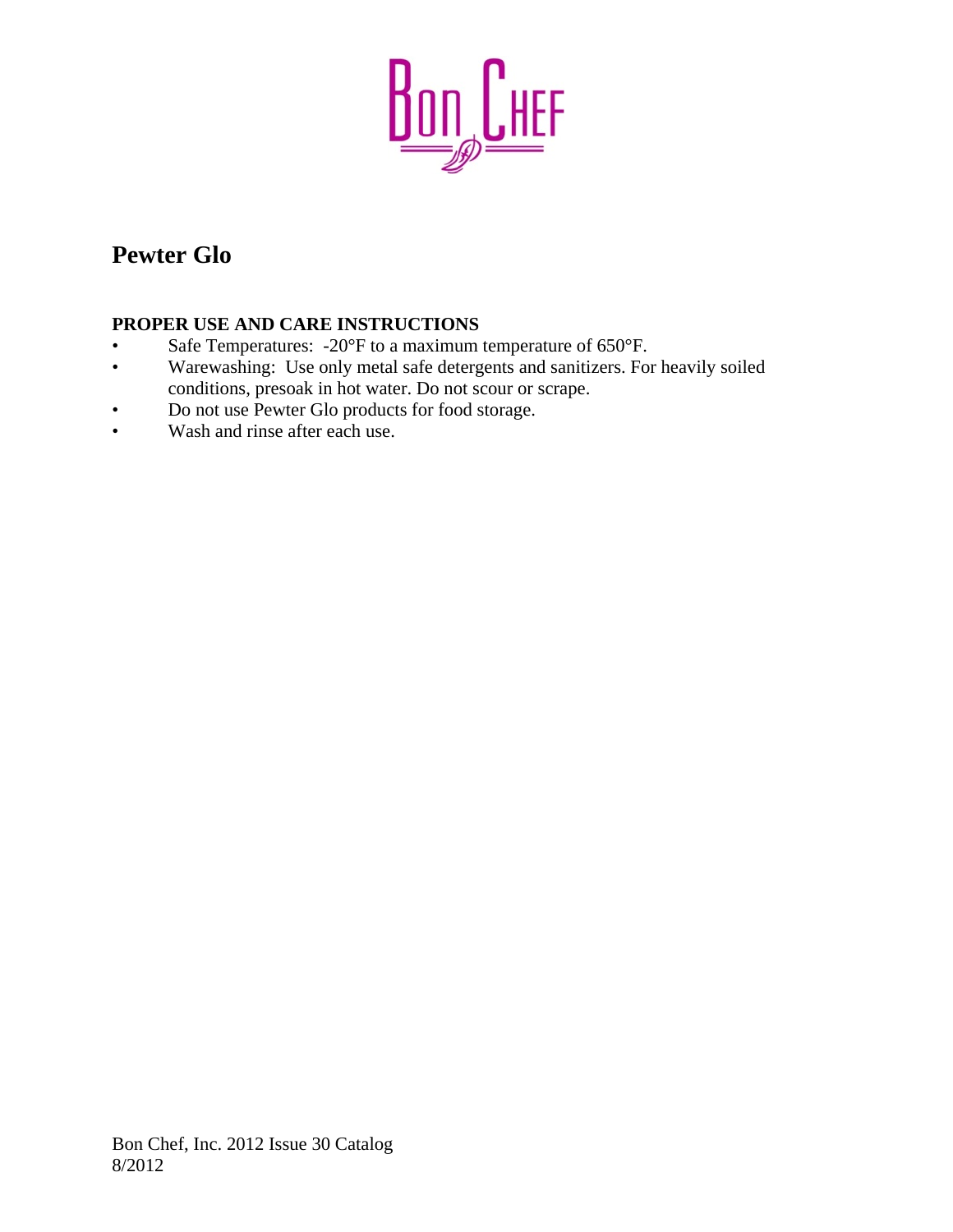# Bon Chef

## Pewter Glo

### PROPER USE AND CARE INSTRUCTIONS

- Safe Temperatures: -20°F to a maximum temperature of 650°F.
- Warewashing: Use only metal safe detergents and sanitizers. For heavily soiled conditions, presoak in hot water. Do not scour or scrape.
- Do not use Pewter Glo products for food storage.
- Wash and rinse after each use.

Bon Chef, Inc. 2012 Issue 30 Catalog
8/2012